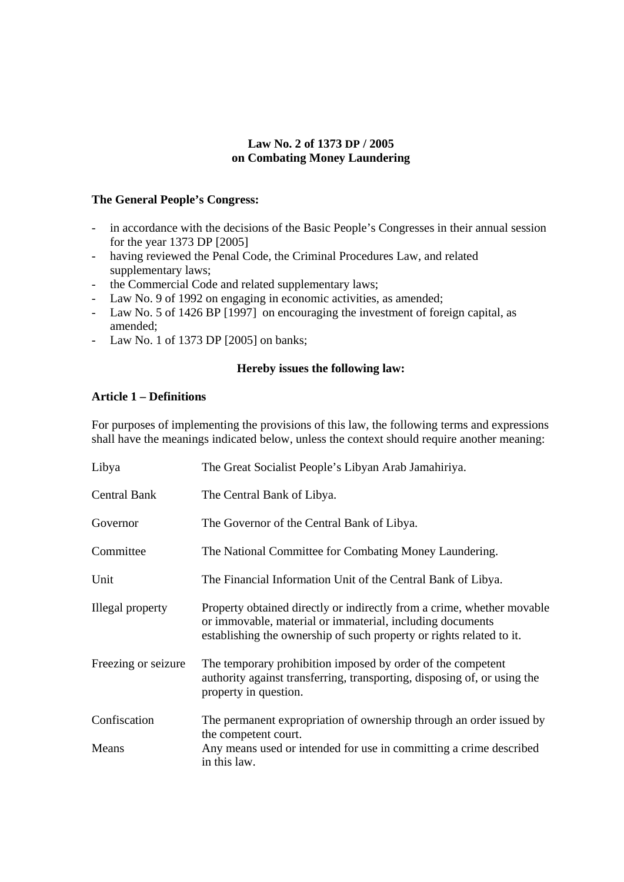**Law No. 2 of 1373 DP / 2005**
**on Combating Money Laundering**

**The General People's Congress:**

- in accordance with the decisions of the Basic People's Congresses in their annual session for the year 1373 DP [2005]
- having reviewed the Penal Code, the Criminal Procedures Law, and related supplementary laws;
- the Commercial Code and related supplementary laws;
- Law No. 9 of 1992 on engaging in economic activities, as amended;
- Law No. 5 of 1426 BP [1997] on encouraging the investment of foreign capital, as amended;
- Law No. 1 of 1373 DP [2005] on banks;

**Hereby issues the following law:**

**Article 1 – Definitions**

For purposes of implementing the provisions of this law, the following terms and expressions shall have the meanings indicated below, unless the context should require another meaning:

| | |
|---|---|
| Libya | The Great Socialist People's Libyan Arab Jamahiriya. |
| Central Bank | The Central Bank of Libya. |
| Governor | The Governor of the Central Bank of Libya. |
| Committee | The National Committee for Combating Money Laundering. |
| Unit | The Financial Information Unit of the Central Bank of Libya. |
| Illegal property | Property obtained directly or indirectly from a crime, whether movable or immovable, material or immaterial, including documents establishing the ownership of such property or rights related to it. |
| Freezing or seizure | The temporary prohibition imposed by order of the competent authority against transferring, transporting, disposing of, or using the property in question. |
| Confiscation | The permanent expropriation of ownership through an order issued by the competent court. |
| Means | Any means used or intended for use in committing a crime described in this law. |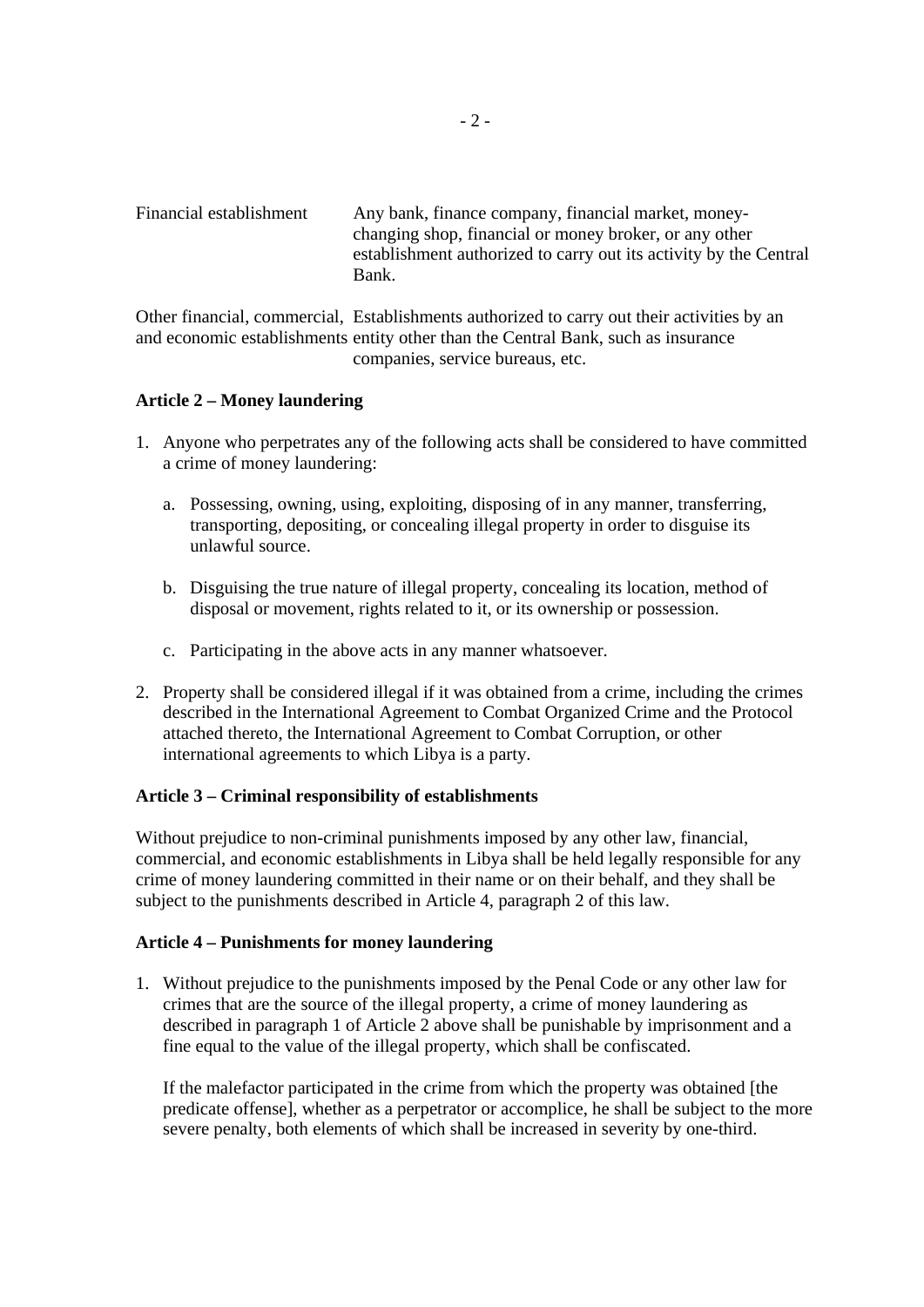| | |
|---|---|
| Financial establishment | Any bank, finance company, financial market, money-changing shop, financial or money broker, or any other establishment authorized to carry out its activity by the Central Bank. |
| Other financial, commercial, and economic establishments | Establishments authorized to carry out their activities by an entity other than the Central Bank, such as insurance companies, service bureaus, etc. |

**Article 2 – Money laundering**

1. Anyone who perpetrates any of the following acts shall be considered to have committed a crime of money laundering:

   a. Possessing, owning, using, exploiting, disposing of in any manner, transferring, transporting, depositing, or concealing illegal property in order to disguise its unlawful source.

   b. Disguising the true nature of illegal property, concealing its location, method of disposal or movement, rights related to it, or its ownership or possession.

   c. Participating in the above acts in any manner whatsoever.

2. Property shall be considered illegal if it was obtained from a crime, including the crimes described in the International Agreement to Combat Organized Crime and the Protocol attached thereto, the International Agreement to Combat Corruption, or other international agreements to which Libya is a party.

**Article 3 – Criminal responsibility of establishments**

Without prejudice to non-criminal punishments imposed by any other law, financial, commercial, and economic establishments in Libya shall be held legally responsible for any crime of money laundering committed in their name or on their behalf, and they shall be subject to the punishments described in Article 4, paragraph 2 of this law.

**Article 4 – Punishments for money laundering**

1. Without prejudice to the punishments imposed by the Penal Code or any other law for crimes that are the source of the illegal property, a crime of money laundering as described in paragraph 1 of Article 2 above shall be punishable by imprisonment and a fine equal to the value of the illegal property, which shall be confiscated.

   If the malefactor participated in the crime from which the property was obtained [the predicate offense], whether as a perpetrator or accomplice, he shall be subject to the more severe penalty, both elements of which shall be increased in severity by one-third.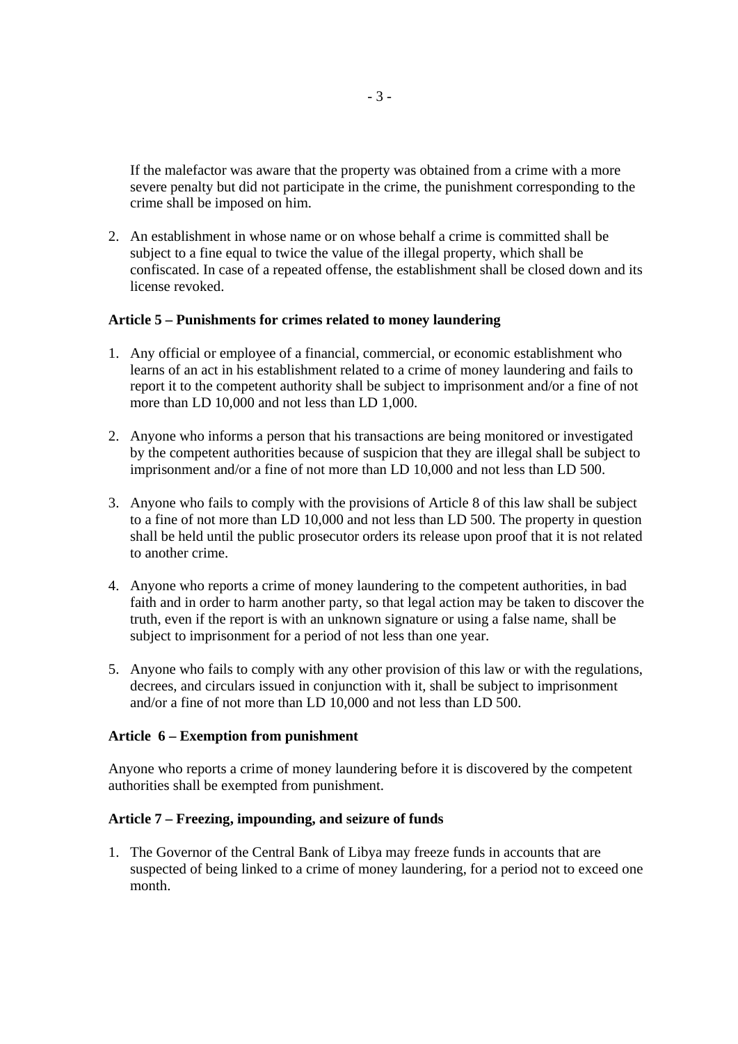If the malefactor was aware that the property was obtained from a crime with a more severe penalty but did not participate in the crime, the punishment corresponding to the crime shall be imposed on him.

2. An establishment in whose name or on whose behalf a crime is committed shall be subject to a fine equal to twice the value of the illegal property, which shall be confiscated. In case of a repeated offense, the establishment shall be closed down and its license revoked.

**Article 5 – Punishments for crimes related to money laundering**

1. Any official or employee of a financial, commercial, or economic establishment who learns of an act in his establishment related to a crime of money laundering and fails to report it to the competent authority shall be subject to imprisonment and/or a fine of not more than LD 10,000 and not less than LD 1,000.

2. Anyone who informs a person that his transactions are being monitored or investigated by the competent authorities because of suspicion that they are illegal shall be subject to imprisonment and/or a fine of not more than LD 10,000 and not less than LD 500.

3. Anyone who fails to comply with the provisions of Article 8 of this law shall be subject to a fine of not more than LD 10,000 and not less than LD 500. The property in question shall be held until the public prosecutor orders its release upon proof that it is not related to another crime.

4. Anyone who reports a crime of money laundering to the competent authorities, in bad faith and in order to harm another party, so that legal action may be taken to discover the truth, even if the report is with an unknown signature or using a false name, shall be subject to imprisonment for a period of not less than one year.

5. Anyone who fails to comply with any other provision of this law or with the regulations, decrees, and circulars issued in conjunction with it, shall be subject to imprisonment and/or a fine of not more than LD 10,000 and not less than LD 500.

**Article 6 – Exemption from punishment**

Anyone who reports a crime of money laundering before it is discovered by the competent authorities shall be exempted from punishment.

**Article 7 – Freezing, impounding, and seizure of funds**

1. The Governor of the Central Bank of Libya may freeze funds in accounts that are suspected of being linked to a crime of money laundering, for a period not to exceed one month.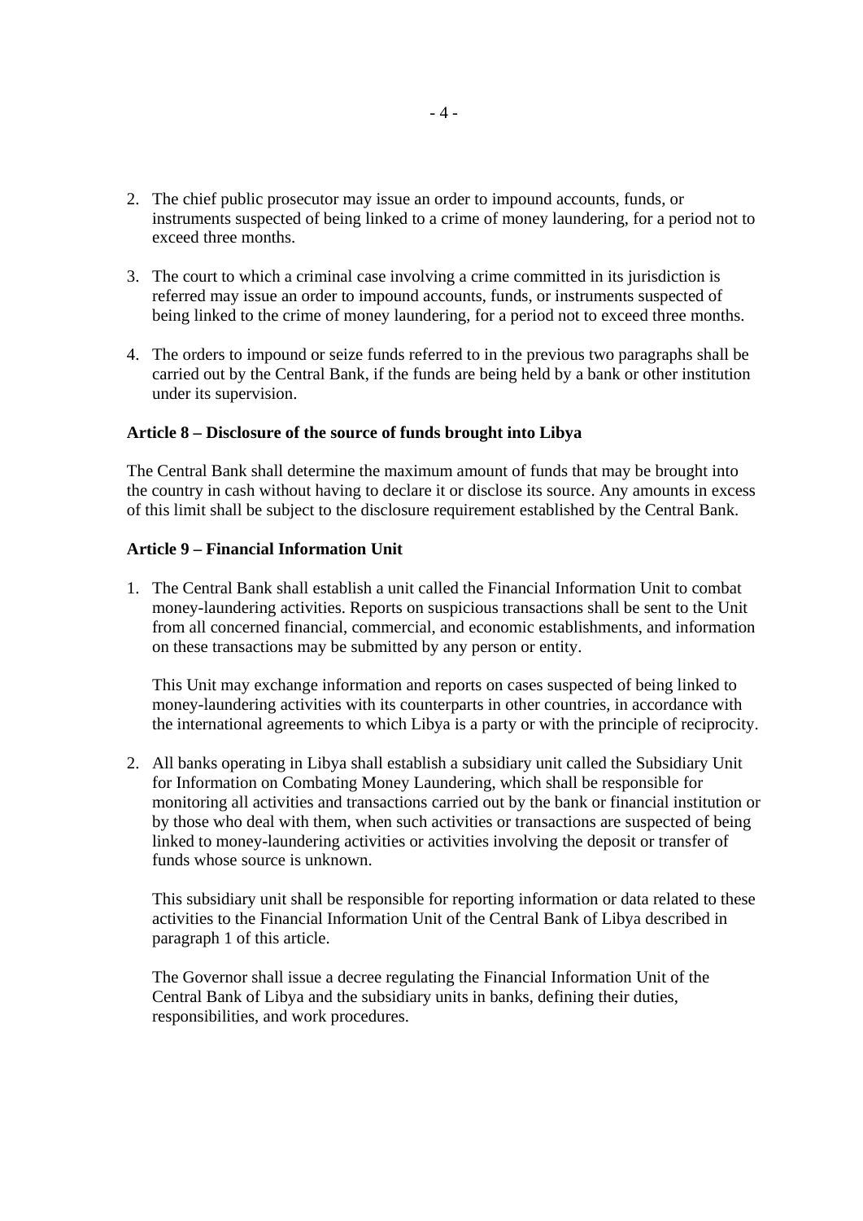2. The chief public prosecutor may issue an order to impound accounts, funds, or instruments suspected of being linked to a crime of money laundering, for a period not to exceed three months.

3. The court to which a criminal case involving a crime committed in its jurisdiction is referred may issue an order to impound accounts, funds, or instruments suspected of being linked to the crime of money laundering, for a period not to exceed three months.

4. The orders to impound or seize funds referred to in the previous two paragraphs shall be carried out by the Central Bank, if the funds are being held by a bank or other institution under its supervision.

**Article 8 – Disclosure of the source of funds brought into Libya**

The Central Bank shall determine the maximum amount of funds that may be brought into the country in cash without having to declare it or disclose its source. Any amounts in excess of this limit shall be subject to the disclosure requirement established by the Central Bank.

**Article 9 – Financial Information Unit**

1. The Central Bank shall establish a unit called the Financial Information Unit to combat money-laundering activities. Reports on suspicious transactions shall be sent to the Unit from all concerned financial, commercial, and economic establishments, and information on these transactions may be submitted by any person or entity.

   This Unit may exchange information and reports on cases suspected of being linked to money-laundering activities with its counterparts in other countries, in accordance with the international agreements to which Libya is a party or with the principle of reciprocity.

2. All banks operating in Libya shall establish a subsidiary unit called the Subsidiary Unit for Information on Combating Money Laundering, which shall be responsible for monitoring all activities and transactions carried out by the bank or financial institution or by those who deal with them, when such activities or transactions are suspected of being linked to money-laundering activities or activities involving the deposit or transfer of funds whose source is unknown.

   This subsidiary unit shall be responsible for reporting information or data related to these activities to the Financial Information Unit of the Central Bank of Libya described in paragraph 1 of this article.

   The Governor shall issue a decree regulating the Financial Information Unit of the Central Bank of Libya and the subsidiary units in banks, defining their duties, responsibilities, and work procedures.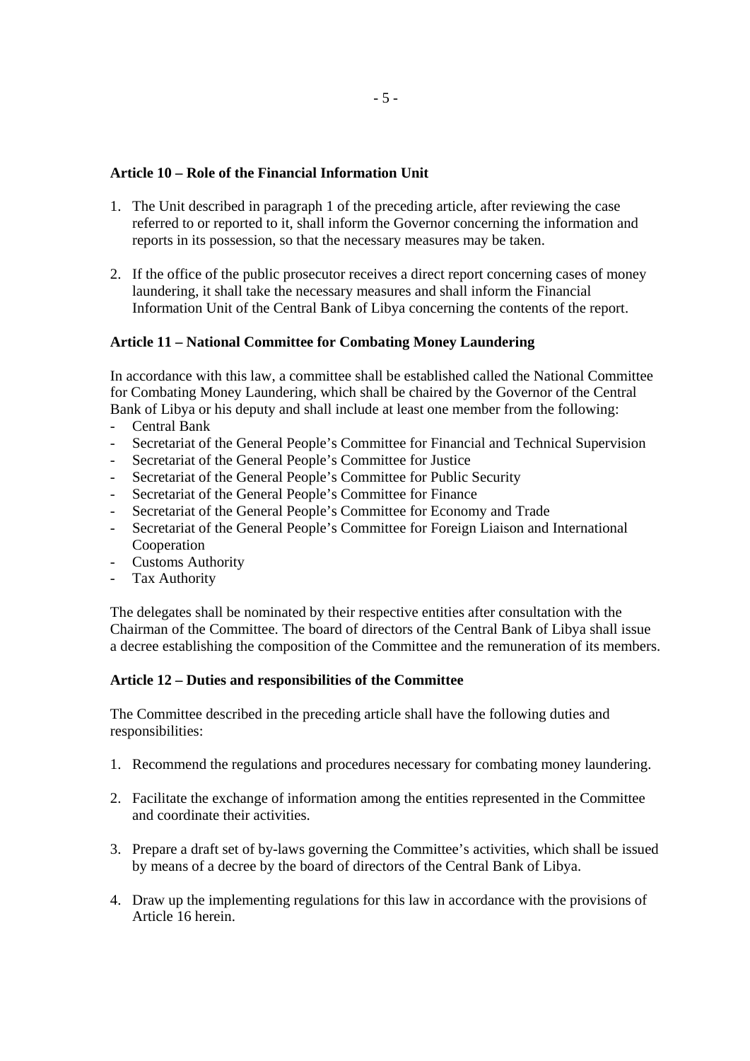**Article 10 – Role of the Financial Information Unit**

1. The Unit described in paragraph 1 of the preceding article, after reviewing the case referred to or reported to it, shall inform the Governor concerning the information and reports in its possession, so that the necessary measures may be taken.

2. If the office of the public prosecutor receives a direct report concerning cases of money laundering, it shall take the necessary measures and shall inform the Financial Information Unit of the Central Bank of Libya concerning the contents of the report.

**Article 11 – National Committee for Combating Money Laundering**

In accordance with this law, a committee shall be established called the National Committee for Combating Money Laundering, which shall be chaired by the Governor of the Central Bank of Libya or his deputy and shall include at least one member from the following:

- Central Bank
- Secretariat of the General People's Committee for Financial and Technical Supervision
- Secretariat of the General People's Committee for Justice
- Secretariat of the General People's Committee for Public Security
- Secretariat of the General People's Committee for Finance
- Secretariat of the General People's Committee for Economy and Trade
- Secretariat of the General People's Committee for Foreign Liaison and International Cooperation
- Customs Authority
- Tax Authority

The delegates shall be nominated by their respective entities after consultation with the Chairman of the Committee. The board of directors of the Central Bank of Libya shall issue a decree establishing the composition of the Committee and the remuneration of its members.

**Article 12 – Duties and responsibilities of the Committee**

The Committee described in the preceding article shall have the following duties and responsibilities:

1. Recommend the regulations and procedures necessary for combating money laundering.

2. Facilitate the exchange of information among the entities represented in the Committee and coordinate their activities.

3. Prepare a draft set of by-laws governing the Committee's activities, which shall be issued by means of a decree by the board of directors of the Central Bank of Libya.

4. Draw up the implementing regulations for this law in accordance with the provisions of Article 16 herein.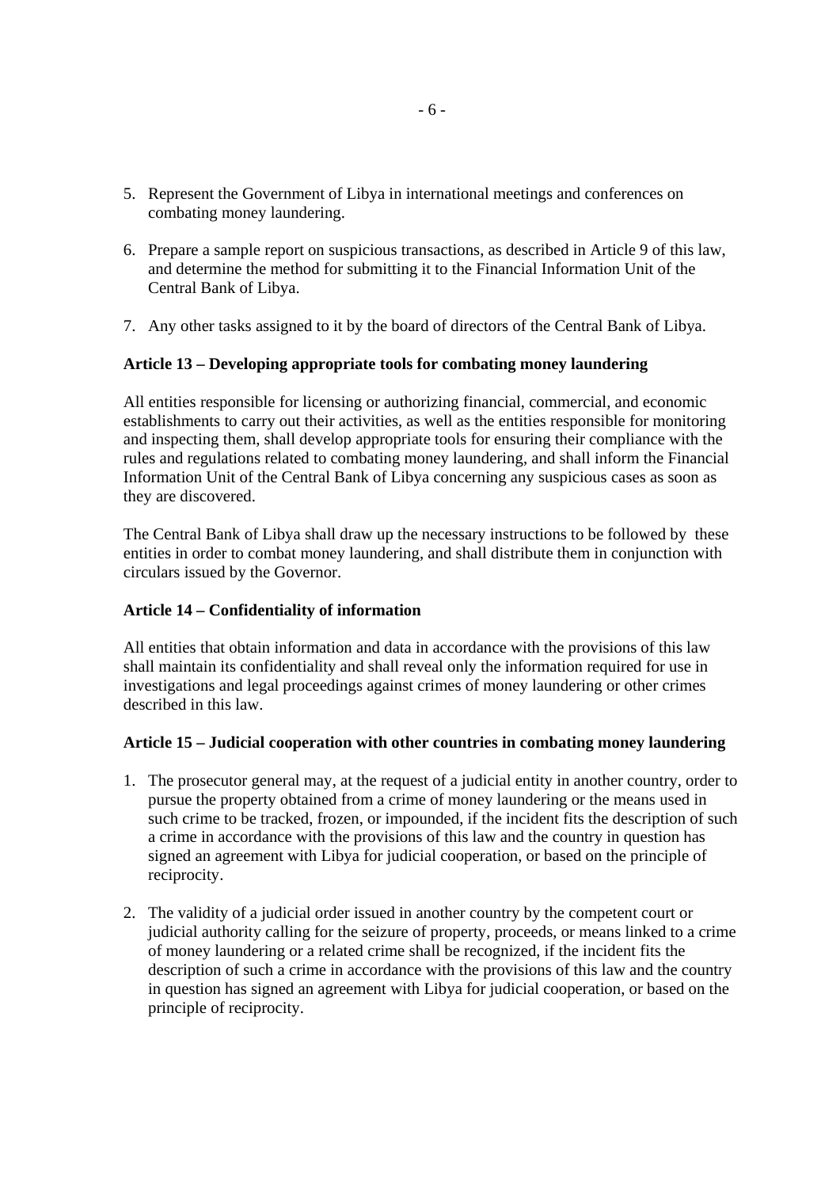5. Represent the Government of Libya in international meetings and conferences on combating money laundering.

6. Prepare a sample report on suspicious transactions, as described in Article 9 of this law, and determine the method for submitting it to the Financial Information Unit of the Central Bank of Libya.

7. Any other tasks assigned to it by the board of directors of the Central Bank of Libya.

**Article 13 – Developing appropriate tools for combating money laundering**

All entities responsible for licensing or authorizing financial, commercial, and economic establishments to carry out their activities, as well as the entities responsible for monitoring and inspecting them, shall develop appropriate tools for ensuring their compliance with the rules and regulations related to combating money laundering, and shall inform the Financial Information Unit of the Central Bank of Libya concerning any suspicious cases as soon as they are discovered.

The Central Bank of Libya shall draw up the necessary instructions to be followed by these entities in order to combat money laundering, and shall distribute them in conjunction with circulars issued by the Governor.

**Article 14 – Confidentiality of information**

All entities that obtain information and data in accordance with the provisions of this law shall maintain its confidentiality and shall reveal only the information required for use in investigations and legal proceedings against crimes of money laundering or other crimes described in this law.

**Article 15 – Judicial cooperation with other countries in combating money laundering**

1. The prosecutor general may, at the request of a judicial entity in another country, order to pursue the property obtained from a crime of money laundering or the means used in such crime to be tracked, frozen, or impounded, if the incident fits the description of such a crime in accordance with the provisions of this law and the country in question has signed an agreement with Libya for judicial cooperation, or based on the principle of reciprocity.

2. The validity of a judicial order issued in another country by the competent court or judicial authority calling for the seizure of property, proceeds, or means linked to a crime of money laundering or a related crime shall be recognized, if the incident fits the description of such a crime in accordance with the provisions of this law and the country in question has signed an agreement with Libya for judicial cooperation, or based on the principle of reciprocity.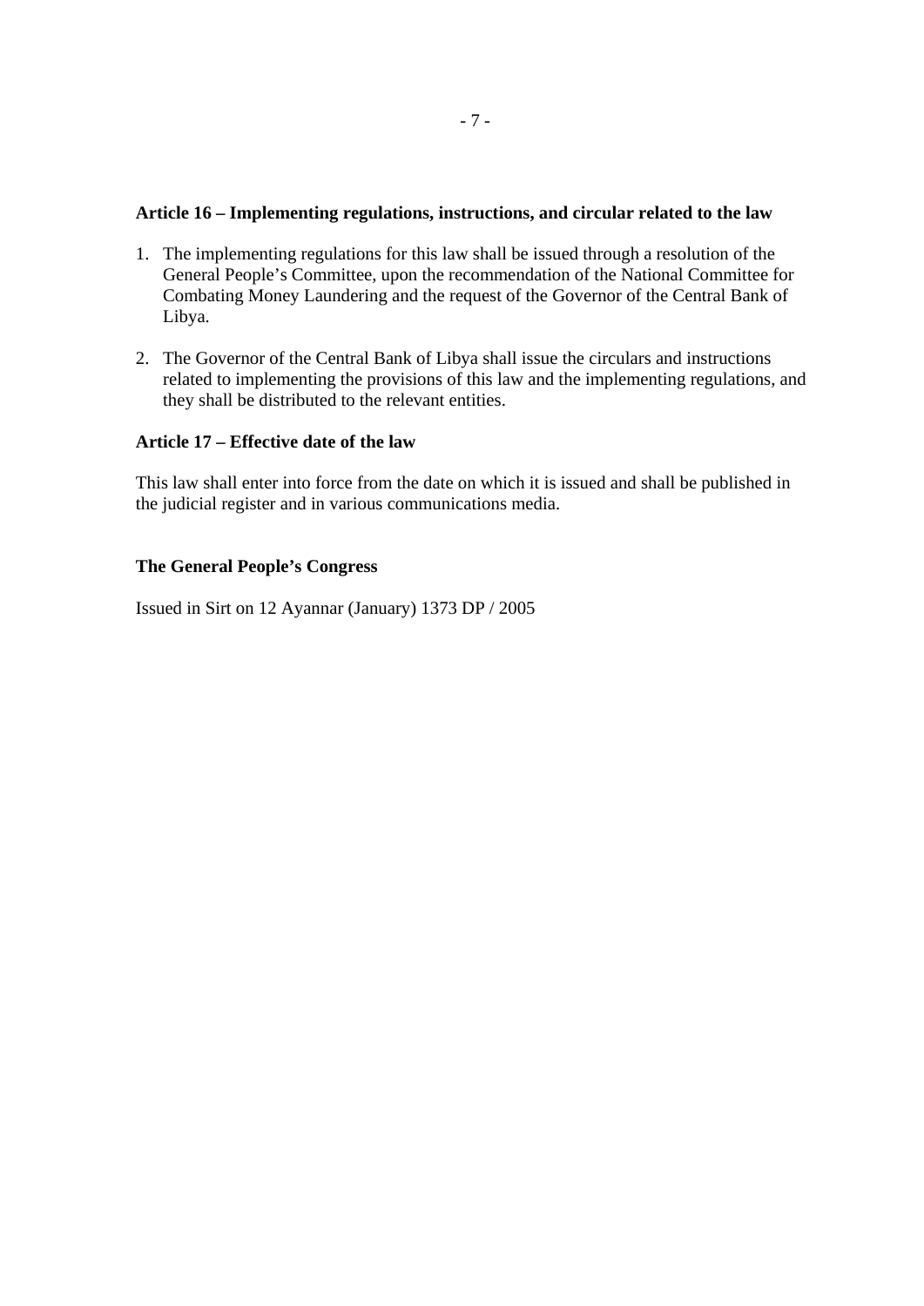**Article 16 – Implementing regulations, instructions, and circular related to the law**

1. The implementing regulations for this law shall be issued through a resolution of the General People's Committee, upon the recommendation of the National Committee for Combating Money Laundering and the request of the Governor of the Central Bank of Libya.

2. The Governor of the Central Bank of Libya shall issue the circulars and instructions related to implementing the provisions of this law and the implementing regulations, and they shall be distributed to the relevant entities.

**Article 17 – Effective date of the law**

This law shall enter into force from the date on which it is issued and shall be published in the judicial register and in various communications media.

**The General People's Congress**

Issued in Sirt on 12 Ayannar (January) 1373 DP / 2005